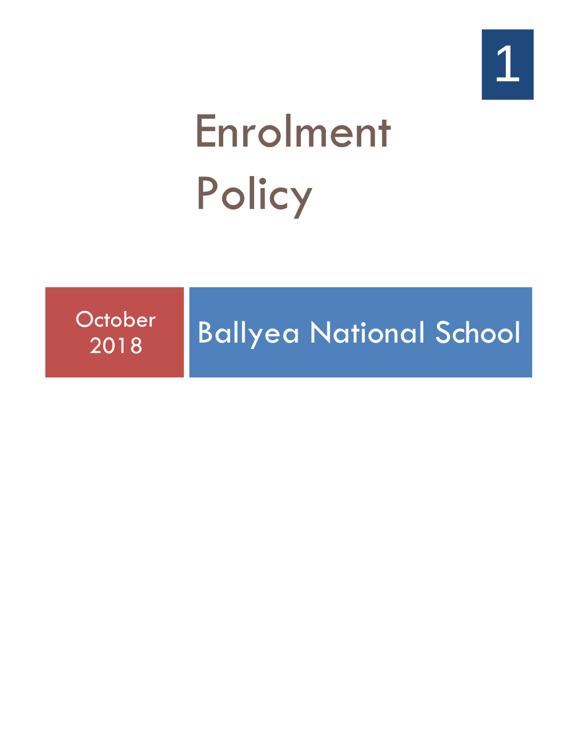# Enrolment Policy

October 2018

Ballyea National School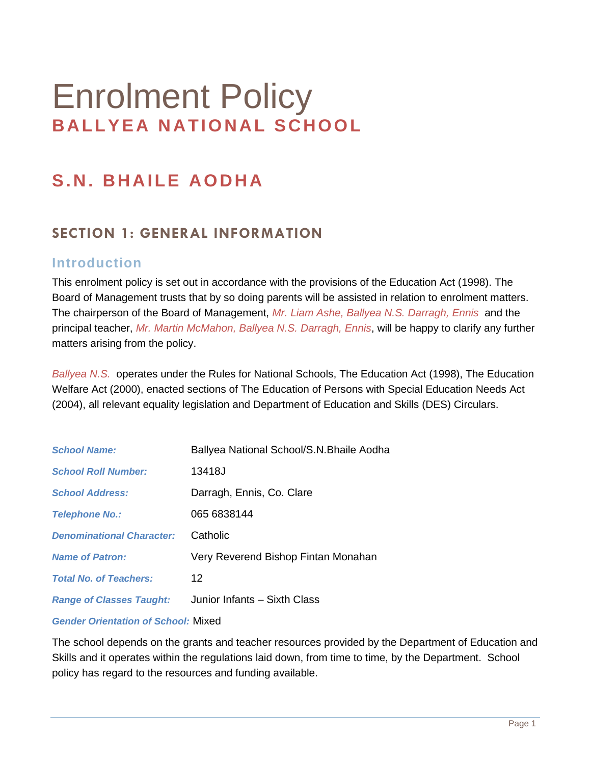# Enrolment Policy
## BALLYEA NATIONAL SCHOOL

## S.N. BHAILE AODHA

### SECTION 1: GENERAL INFORMATION

#### Introduction

This enrolment policy is set out in accordance with the provisions of the Education Act (1998). The Board of Management trusts that by so doing parents will be assisted in relation to enrolment matters. The chairperson of the Board of Management, *Mr. Liam Ashe, Ballyea N.S. Darragh, Ennis* and the principal teacher, *Mr. Martin McMahon, Ballyea N.S. Darragh, Ennis*, will be happy to clarify any further matters arising from the policy.

*Ballyea N.S.* operates under the Rules for National Schools, The Education Act (1998), The Education Welfare Act (2000), enacted sections of The Education of Persons with Special Education Needs Act (2004), all relevant equality legislation and Department of Education and Skills (DES) Circulars.

| | |
|---|---|
| ***School Name:*** | Ballyea National School/S.N.Bhaile Aodha |
| ***School Roll Number:*** | 13418J |
| ***School Address:*** | Darragh, Ennis, Co. Clare |
| ***Telephone No.:*** | 065 6838144 |
| ***Denominational Character:*** | Catholic |
| ***Name of Patron:*** | Very Reverend Bishop Fintan Monahan |
| ***Total No. of Teachers:*** | 12 |
| ***Range of Classes Taught:*** | Junior Infants – Sixth Class |
| ***Gender Orientation of School:*** | Mixed |

The school depends on the grants and teacher resources provided by the Department of Education and Skills and it operates within the regulations laid down, from time to time, by the Department. School policy has regard to the resources and funding available.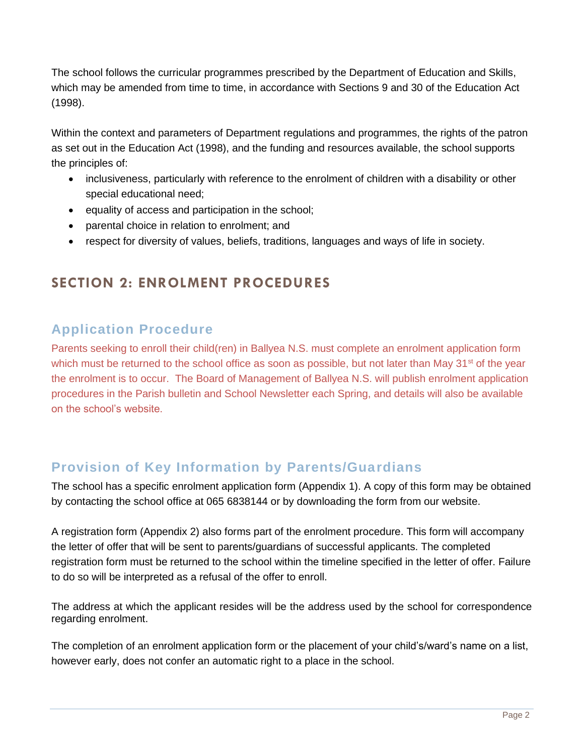The school follows the curricular programmes prescribed by the Department of Education and Skills, which may be amended from time to time, in accordance with Sections 9 and 30 of the Education Act (1998).

Within the context and parameters of Department regulations and programmes, the rights of the patron as set out in the Education Act (1998), and the funding and resources available, the school supports the principles of:

- inclusiveness, particularly with reference to the enrolment of children with a disability or other special educational need;
- equality of access and participation in the school;
- parental choice in relation to enrolment; and
- respect for diversity of values, beliefs, traditions, languages and ways of life in society.

## SECTION 2: ENROLMENT PROCEDURES

### Application Procedure

Parents seeking to enroll their child(ren) in Ballyea N.S. must complete an enrolment application form which must be returned to the school office as soon as possible, but not later than May 31st of the year the enrolment is to occur. The Board of Management of Ballyea N.S. will publish enrolment application procedures in the Parish bulletin and School Newsletter each Spring, and details will also be available on the school's website.

### Provision of Key Information by Parents/Guardians

The school has a specific enrolment application form (Appendix 1). A copy of this form may be obtained by contacting the school office at 065 6838144 or by downloading the form from our website.

A registration form (Appendix 2) also forms part of the enrolment procedure. This form will accompany the letter of offer that will be sent to parents/guardians of successful applicants. The completed registration form must be returned to the school within the timeline specified in the letter of offer. Failure to do so will be interpreted as a refusal of the offer to enroll.

The address at which the applicant resides will be the address used by the school for correspondence regarding enrolment.

The completion of an enrolment application form or the placement of your child's/ward's name on a list, however early, does not confer an automatic right to a place in the school.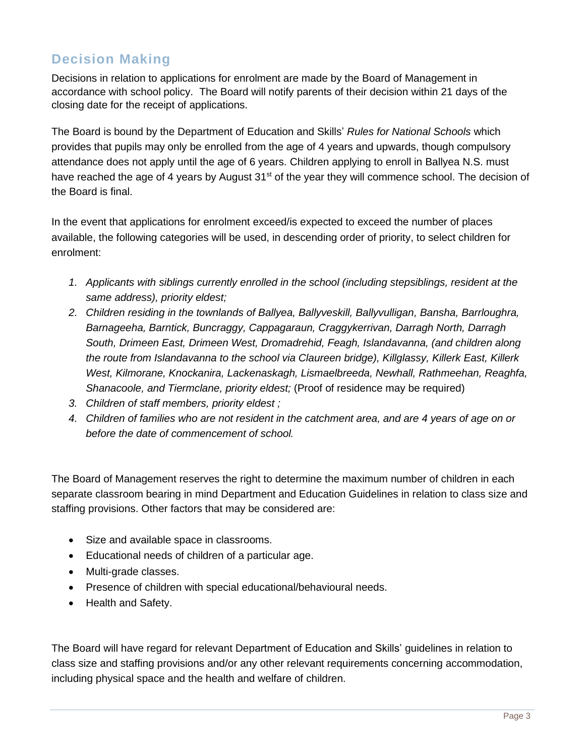## Decision Making

Decisions in relation to applications for enrolment are made by the Board of Management in accordance with school policy. The Board will notify parents of their decision within 21 days of the closing date for the receipt of applications.

The Board is bound by the Department of Education and Skills' *Rules for National Schools* which provides that pupils may only be enrolled from the age of 4 years and upwards, though compulsory attendance does not apply until the age of 6 years. Children applying to enroll in Ballyea N.S. must have reached the age of 4 years by August 31st of the year they will commence school. The decision of the Board is final.

In the event that applications for enrolment exceed/is expected to exceed the number of places available, the following categories will be used, in descending order of priority, to select children for enrolment:

1. *Applicants with siblings currently enrolled in the school (including stepsiblings, resident at the same address), priority eldest;*
2. *Children residing in the townlands of Ballyea, Ballyveskill, Ballyvulligan, Bansha, Barrloughra, Barnageeha, Barntick, Buncraggy, Cappagaraun, Craggykerrivan, Darragh North, Darragh South, Drimeen East, Drimeen West, Dromadrehid, Feagh, Islandavanna, (and children along the route from Islandavanna to the school via Claureen bridge), Killglassy, Killerk East, Killerk West, Kilmorane, Knockanira, Lackenaskagh, Lismaelbreeda, Newhall, Rathmeehan, Reaghfa, Shanacoole, and Tiermclane, priority eldest;* (Proof of residence may be required)
3. *Children of staff members, priority eldest ;*
4. *Children of families who are not resident in the catchment area, and are 4 years of age on or before the date of commencement of school.*

The Board of Management reserves the right to determine the maximum number of children in each separate classroom bearing in mind Department and Education Guidelines in relation to class size and staffing provisions. Other factors that may be considered are:

- Size and available space in classrooms.
- Educational needs of children of a particular age.
- Multi-grade classes.
- Presence of children with special educational/behavioural needs.
- Health and Safety.

The Board will have regard for relevant Department of Education and Skills' guidelines in relation to class size and staffing provisions and/or any other relevant requirements concerning accommodation, including physical space and the health and welfare of children.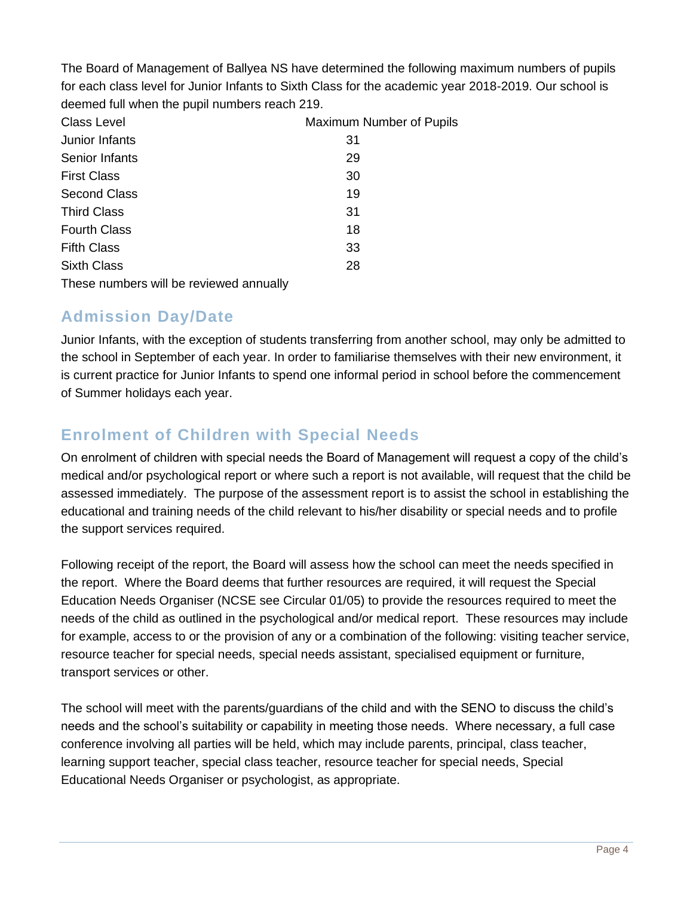The Board of Management of Ballyea NS have determined the following maximum numbers of pupils for each class level for Junior Infants to Sixth Class for the academic year 2018-2019. Our school is deemed full when the pupil numbers reach 219.

| Class Level | Maximum Number of Pupils |
| --- | --- |
| Junior Infants | 31 |
| Senior Infants | 29 |
| First Class | 30 |
| Second Class | 19 |
| Third Class | 31 |
| Fourth Class | 18 |
| Fifth Class | 33 |
| Sixth Class | 28 |

These numbers will be reviewed annually

## Admission Day/Date

Junior Infants, with the exception of students transferring from another school, may only be admitted to the school in September of each year. In order to familiarise themselves with their new environment, it is current practice for Junior Infants to spend one informal period in school before the commencement of Summer holidays each year.

## Enrolment of Children with Special Needs

On enrolment of children with special needs the Board of Management will request a copy of the child's medical and/or psychological report or where such a report is not available, will request that the child be assessed immediately. The purpose of the assessment report is to assist the school in establishing the educational and training needs of the child relevant to his/her disability or special needs and to profile the support services required.

Following receipt of the report, the Board will assess how the school can meet the needs specified in the report. Where the Board deems that further resources are required, it will request the Special Education Needs Organiser (NCSE see Circular 01/05) to provide the resources required to meet the needs of the child as outlined in the psychological and/or medical report. These resources may include for example, access to or the provision of any or a combination of the following: visiting teacher service, resource teacher for special needs, special needs assistant, specialised equipment or furniture, transport services or other.

The school will meet with the parents/guardians of the child and with the SENO to discuss the child's needs and the school's suitability or capability in meeting those needs. Where necessary, a full case conference involving all parties will be held, which may include parents, principal, class teacher, learning support teacher, special class teacher, resource teacher for special needs, Special Educational Needs Organiser or psychologist, as appropriate.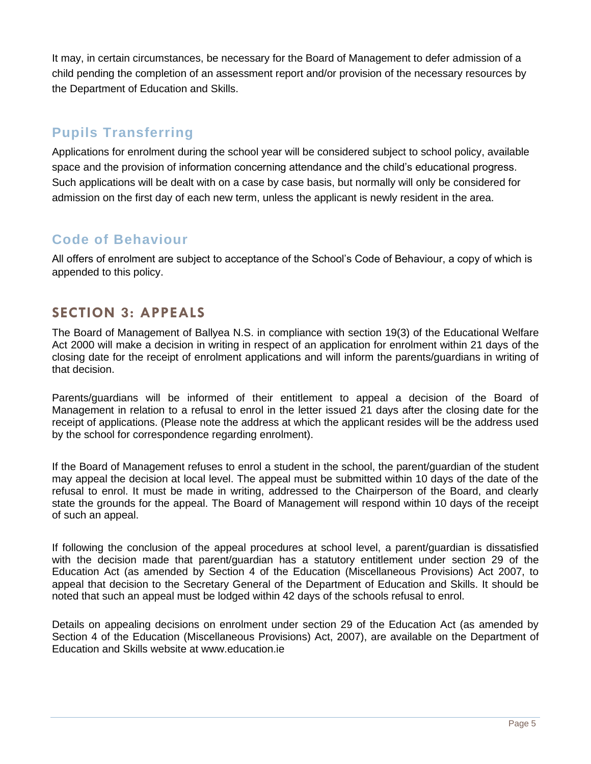It may, in certain circumstances, be necessary for the Board of Management to defer admission of a child pending the completion of an assessment report and/or provision of the necessary resources by the Department of Education and Skills.

### Pupils Transferring

Applications for enrolment during the school year will be considered subject to school policy, available space and the provision of information concerning attendance and the child's educational progress. Such applications will be dealt with on a case by case basis, but normally will only be considered for admission on the first day of each new term, unless the applicant is newly resident in the area.

### Code of Behaviour

All offers of enrolment are subject to acceptance of the School's Code of Behaviour, a copy of which is appended to this policy.

## SECTION 3: APPEALS

The Board of Management of Ballyea N.S. in compliance with section 19(3) of the Educational Welfare Act 2000 will make a decision in writing in respect of an application for enrolment within 21 days of the closing date for the receipt of enrolment applications and will inform the parents/guardians in writing of that decision.

Parents/guardians will be informed of their entitlement to appeal a decision of the Board of Management in relation to a refusal to enrol in the letter issued 21 days after the closing date for the receipt of applications. (Please note the address at which the applicant resides will be the address used by the school for correspondence regarding enrolment).

If the Board of Management refuses to enrol a student in the school, the parent/guardian of the student may appeal the decision at local level. The appeal must be submitted within 10 days of the date of the refusal to enrol. It must be made in writing, addressed to the Chairperson of the Board, and clearly state the grounds for the appeal. The Board of Management will respond within 10 days of the receipt of such an appeal.

If following the conclusion of the appeal procedures at school level, a parent/guardian is dissatisfied with the decision made that parent/guardian has a statutory entitlement under section 29 of the Education Act (as amended by Section 4 of the Education (Miscellaneous Provisions) Act 2007, to appeal that decision to the Secretary General of the Department of Education and Skills. It should be noted that such an appeal must be lodged within 42 days of the schools refusal to enrol.

Details on appealing decisions on enrolment under section 29 of the Education Act (as amended by Section 4 of the Education (Miscellaneous Provisions) Act, 2007), are available on the Department of Education and Skills website at www.education.ie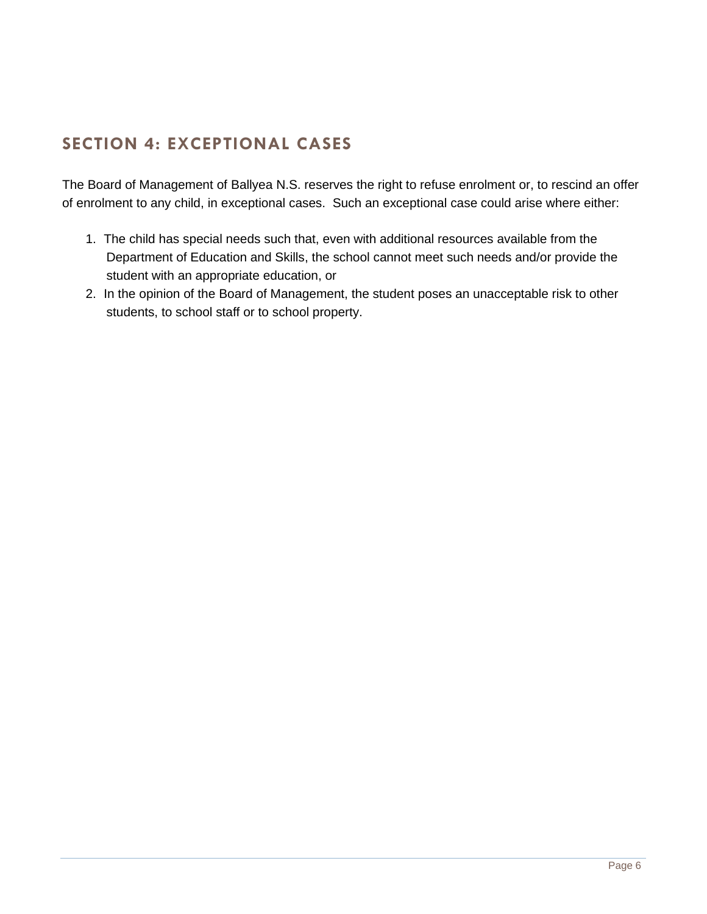## SECTION 4: EXCEPTIONAL CASES

The Board of Management of Ballyea N.S. reserves the right to refuse enrolment or, to rescind an offer of enrolment to any child, in exceptional cases. Such an exceptional case could arise where either:

1. The child has special needs such that, even with additional resources available from the Department of Education and Skills, the school cannot meet such needs and/or provide the student with an appropriate education, or
2. In the opinion of the Board of Management, the student poses an unacceptable risk to other students, to school staff or to school property.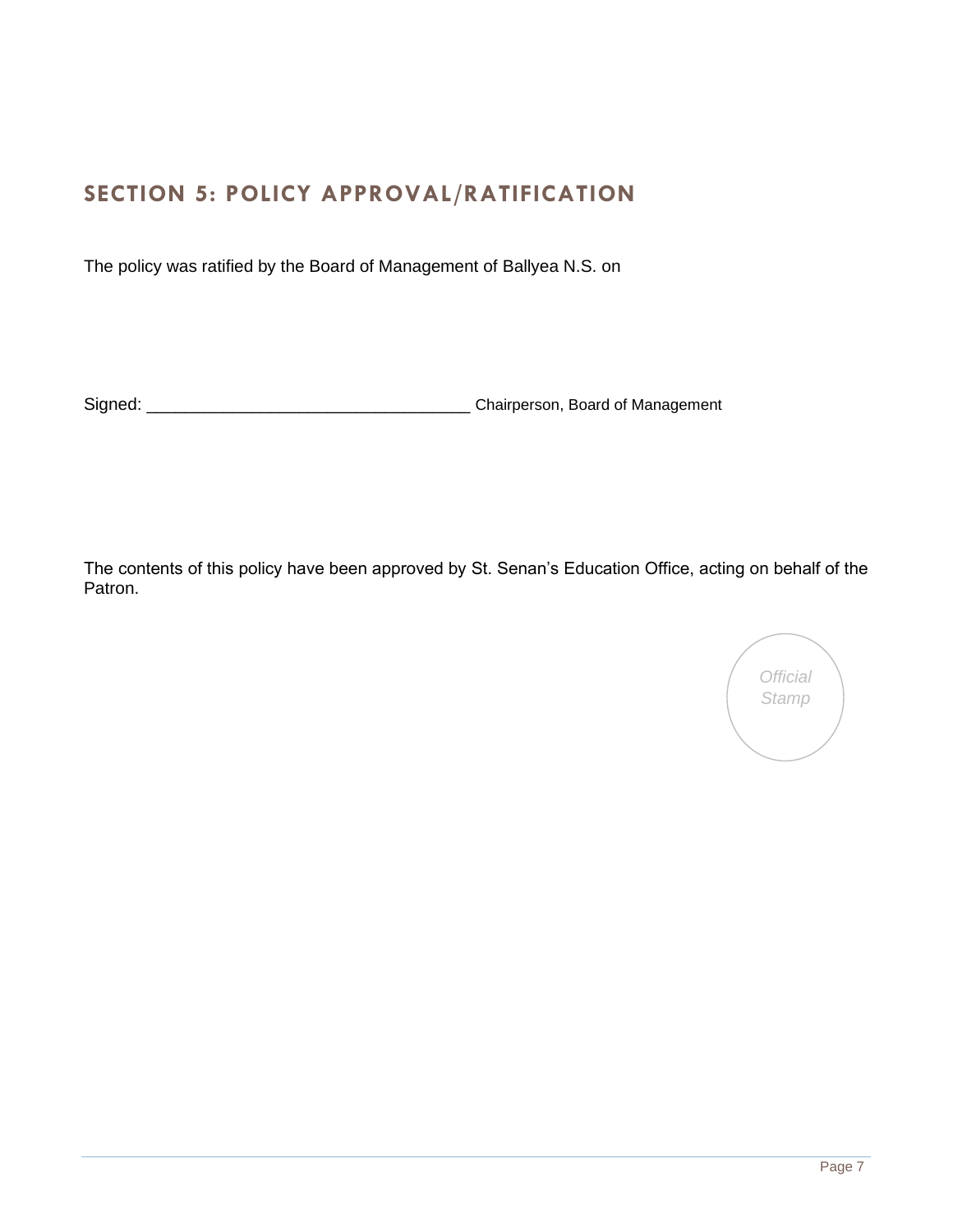## SECTION 5: POLICY APPROVAL/RATIFICATION

The policy was ratified by the Board of Management of Ballyea N.S. on

Signed: __________________________________ Chairperson, Board of Management

The contents of this policy have been approved by St. Senan's Education Office, acting on behalf of the Patron.

*Official Stamp*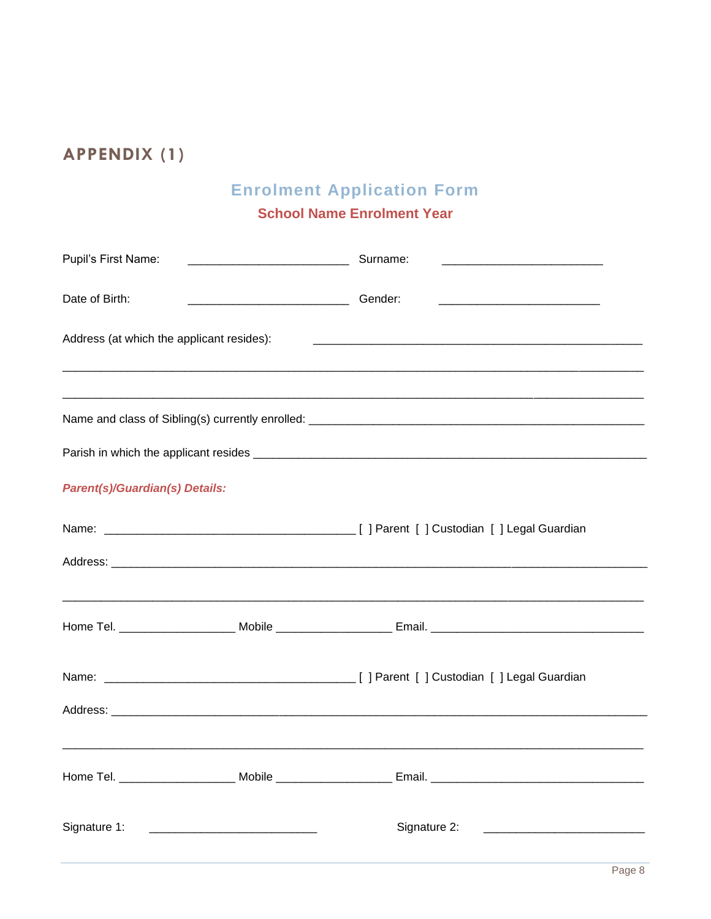# APPENDIX (1)

## Enrolment Application Form

### School Name Enrolment Year

Pupil's First Name: ________________________ Surname: ________________________

Date of Birth: ________________________ Gender: ________________________

Address (at which the applicant resides): ________________________________________________

______________________________________________________________________________

______________________________________________________________________________

Name and class of Sibling(s) currently enrolled: ________________________________________________

Parish in which the applicant resides ________________________________________________________

***Parent(s)/Guardian(s) Details:***

Name: _____________________________________ [ ] Parent [ ] Custodian [ ] Legal Guardian

Address: ____________________________________________________________________________

______________________________________________________________________________

Home Tel. _________________ Mobile _________________ Email. ______________________________

Name: _____________________________________ [ ] Parent [ ] Custodian [ ] Legal Guardian

Address: ____________________________________________________________________________

______________________________________________________________________________

Home Tel. _________________ Mobile _________________ Email. ______________________________

Signature 1: ________________________ Signature 2: ________________________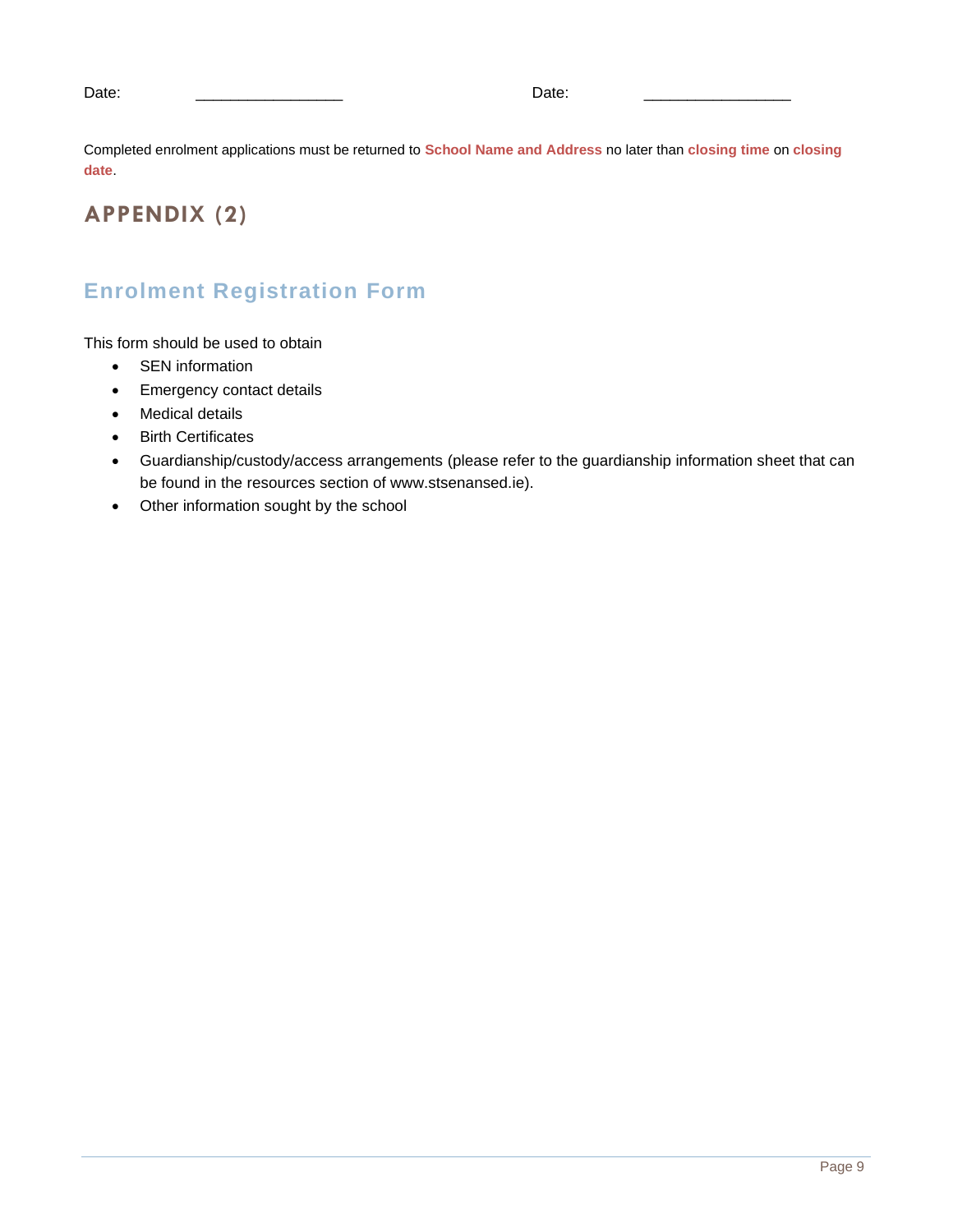Date: \_\_\_\_\_\_\_\_\_\_\_\_\_\_\_\_\_ Date: \_\_\_\_\_\_\_\_\_\_\_\_\_\_\_\_\_

Completed enrolment applications must be returned to **School Name and Address** no later than **closing time** on **closing date**.

## APPENDIX (2)

### Enrolment Registration Form

This form should be used to obtain

- SEN information
- Emergency contact details
- Medical details
- Birth Certificates
- Guardianship/custody/access arrangements (please refer to the guardianship information sheet that can be found in the resources section of www.stsenansed.ie).
- Other information sought by the school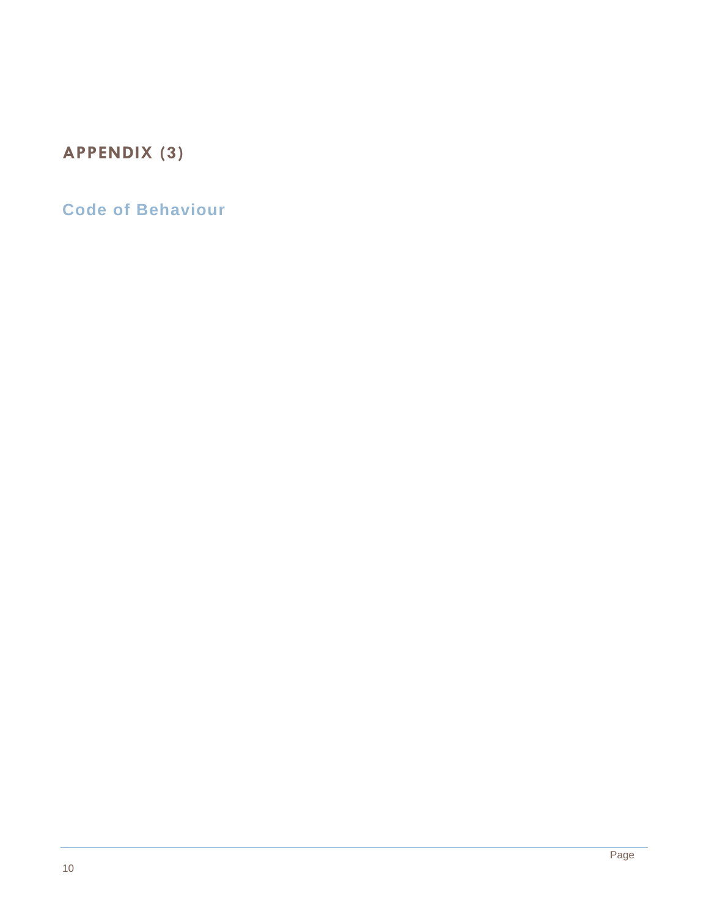# APPENDIX (3)

## Code of Behaviour